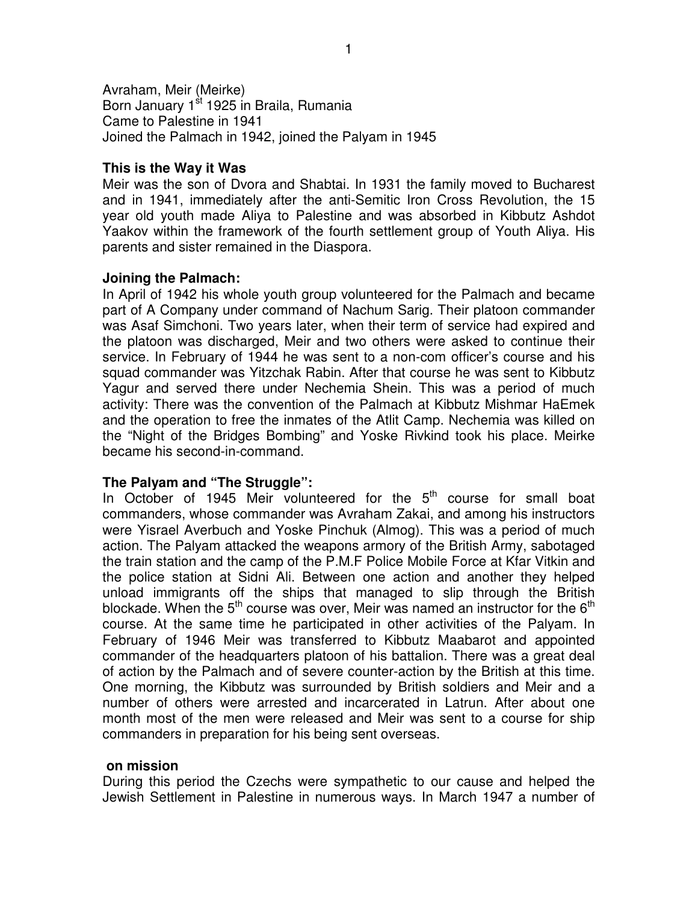Avraham, Meir (Meirke)
Born January 1st 1925 in Braila, Rumania
Came to Palestine in 1941
Joined the Palmach in 1942, joined the Palyam in 1945

**This is the Way it Was**

Meir was the son of Dvora and Shabtai. In 1931 the family moved to Bucharest and in 1941, immediately after the anti-Semitic Iron Cross Revolution, the 15 year old youth made Aliya to Palestine and was absorbed in Kibbutz Ashdot Yaakov within the framework of the fourth settlement group of Youth Aliya. His parents and sister remained in the Diaspora.

**Joining the Palmach:**

In April of 1942 his whole youth group volunteered for the Palmach and became part of A Company under command of Nachum Sarig. Their platoon commander was Asaf Simchoni. Two years later, when their term of service had expired and the platoon was discharged, Meir and two others were asked to continue their service. In February of 1944 he was sent to a non-com officer's course and his squad commander was Yitzchak Rabin. After that course he was sent to Kibbutz Yagur and served there under Nechemia Shein. This was a period of much activity: There was the convention of the Palmach at Kibbutz Mishmar HaEmek and the operation to free the inmates of the Atlit Camp. Nechemia was killed on the "Night of the Bridges Bombing" and Yoske Rivkind took his place. Meirke became his second-in-command.

**The Palyam and "The Struggle":**

In October of 1945 Meir volunteered for the 5th course for small boat commanders, whose commander was Avraham Zakai, and among his instructors were Yisrael Averbuch and Yoske Pinchuk (Almog). This was a period of much action. The Palyam attacked the weapons armory of the British Army, sabotaged the train station and the camp of the P.M.F Police Mobile Force at Kfar Vitkin and the police station at Sidni Ali. Between one action and another they helped unload immigrants off the ships that managed to slip through the British blockade. When the 5th course was over, Meir was named an instructor for the 6th course. At the same time he participated in other activities of the Palyam. In February of 1946 Meir was transferred to Kibbutz Maabarot and appointed commander of the headquarters platoon of his battalion. There was a great deal of action by the Palmach and of severe counter-action by the British at this time. One morning, the Kibbutz was surrounded by British soldiers and Meir and a number of others were arrested and incarcerated in Latrun. After about one month most of the men were released and Meir was sent to a course for ship commanders in preparation for his being sent overseas.

**on mission**

During this period the Czechs were sympathetic to our cause and helped the Jewish Settlement in Palestine in numerous ways. In March 1947 a number of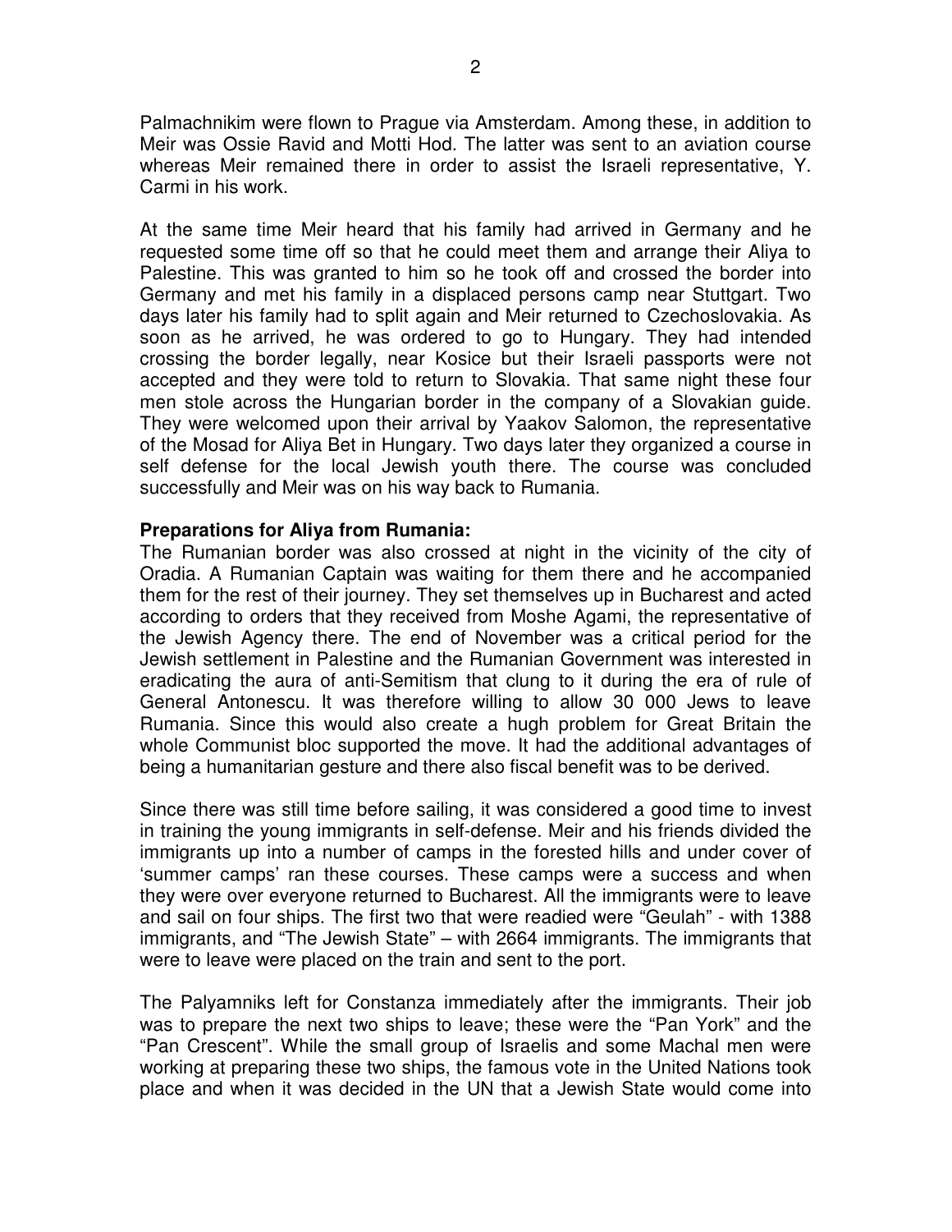Palmachnikim were flown to Prague via Amsterdam. Among these, in addition to Meir was Ossie Ravid and Motti Hod. The latter was sent to an aviation course whereas Meir remained there in order to assist the Israeli representative, Y. Carmi in his work.

At the same time Meir heard that his family had arrived in Germany and he requested some time off so that he could meet them and arrange their Aliya to Palestine. This was granted to him so he took off and crossed the border into Germany and met his family in a displaced persons camp near Stuttgart. Two days later his family had to split again and Meir returned to Czechoslovakia. As soon as he arrived, he was ordered to go to Hungary. They had intended crossing the border legally, near Kosice but their Israeli passports were not accepted and they were told to return to Slovakia. That same night these four men stole across the Hungarian border in the company of a Slovakian guide. They were welcomed upon their arrival by Yaakov Salomon, the representative of the Mosad for Aliya Bet in Hungary. Two days later they organized a course in self defense for the local Jewish youth there. The course was concluded successfully and Meir was on his way back to Rumania.

**Preparations for Aliya from Rumania:**

The Rumanian border was also crossed at night in the vicinity of the city of Oradia. A Rumanian Captain was waiting for them there and he accompanied them for the rest of their journey. They set themselves up in Bucharest and acted according to orders that they received from Moshe Agami, the representative of the Jewish Agency there. The end of November was a critical period for the Jewish settlement in Palestine and the Rumanian Government was interested in eradicating the aura of anti-Semitism that clung to it during the era of rule of General Antonescu. It was therefore willing to allow 30 000 Jews to leave Rumania. Since this would also create a hugh problem for Great Britain the whole Communist bloc supported the move. It had the additional advantages of being a humanitarian gesture and there also fiscal benefit was to be derived.

Since there was still time before sailing, it was considered a good time to invest in training the young immigrants in self-defense. Meir and his friends divided the immigrants up into a number of camps in the forested hills and under cover of 'summer camps' ran these courses. These camps were a success and when they were over everyone returned to Bucharest. All the immigrants were to leave and sail on four ships. The first two that were readied were "Geulah" - with 1388 immigrants, and "The Jewish State" – with 2664 immigrants. The immigrants that were to leave were placed on the train and sent to the port.

The Palyamniks left for Constanza immediately after the immigrants. Their job was to prepare the next two ships to leave; these were the "Pan York" and the "Pan Crescent". While the small group of Israelis and some Machal men were working at preparing these two ships, the famous vote in the United Nations took place and when it was decided in the UN that a Jewish State would come into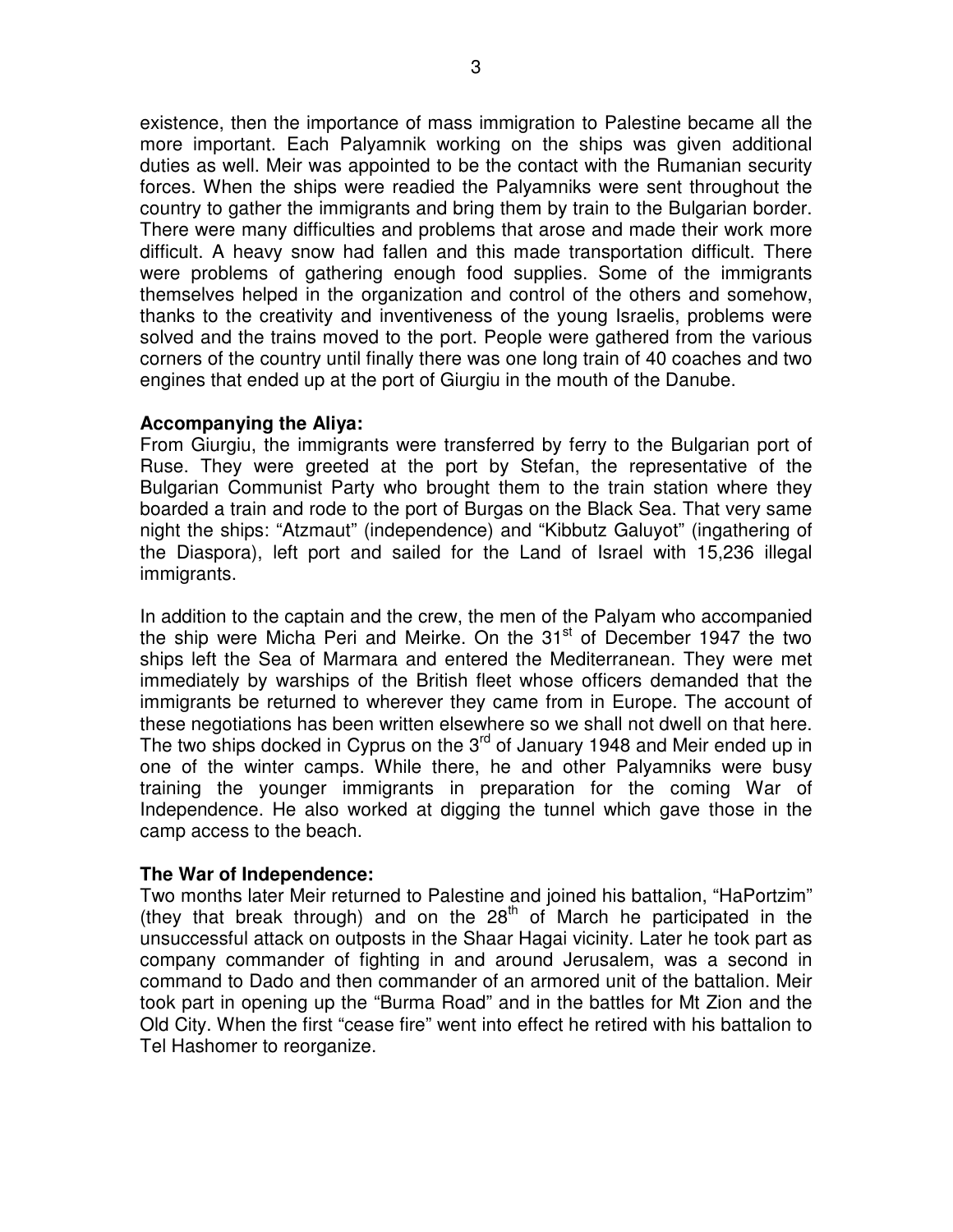existence, then the importance of mass immigration to Palestine became all the more important. Each Palyamnik working on the ships was given additional duties as well. Meir was appointed to be the contact with the Rumanian security forces. When the ships were readied the Palyamniks were sent throughout the country to gather the immigrants and bring them by train to the Bulgarian border. There were many difficulties and problems that arose and made their work more difficult. A heavy snow had fallen and this made transportation difficult. There were problems of gathering enough food supplies. Some of the immigrants themselves helped in the organization and control of the others and somehow, thanks to the creativity and inventiveness of the young Israelis, problems were solved and the trains moved to the port. People were gathered from the various corners of the country until finally there was one long train of 40 coaches and two engines that ended up at the port of Giurgiu in the mouth of the Danube.

**Accompanying the Aliya:**
From Giurgiu, the immigrants were transferred by ferry to the Bulgarian port of Ruse. They were greeted at the port by Stefan, the representative of the Bulgarian Communist Party who brought them to the train station where they boarded a train and rode to the port of Burgas on the Black Sea. That very same night the ships: "Atzmaut" (independence) and "Kibbutz Galuyot" (ingathering of the Diaspora), left port and sailed for the Land of Israel with 15,236 illegal immigrants.

In addition to the captain and the crew, the men of the Palyam who accompanied the ship were Micha Peri and Meirke. On the 31st of December 1947 the two ships left the Sea of Marmara and entered the Mediterranean. They were met immediately by warships of the British fleet whose officers demanded that the immigrants be returned to wherever they came from in Europe. The account of these negotiations has been written elsewhere so we shall not dwell on that here. The two ships docked in Cyprus on the 3rd of January 1948 and Meir ended up in one of the winter camps. While there, he and other Palyamniks were busy training the younger immigrants in preparation for the coming War of Independence. He also worked at digging the tunnel which gave those in the camp access to the beach.

**The War of Independence:**
Two months later Meir returned to Palestine and joined his battalion, "HaPortzim" (they that break through) and on the 28th of March he participated in the unsuccessful attack on outposts in the Shaar Hagai vicinity. Later he took part as company commander of fighting in and around Jerusalem, was a second in command to Dado and then commander of an armored unit of the battalion. Meir took part in opening up the "Burma Road" and in the battles for Mt Zion and the Old City. When the first "cease fire" went into effect he retired with his battalion to Tel Hashomer to reorganize.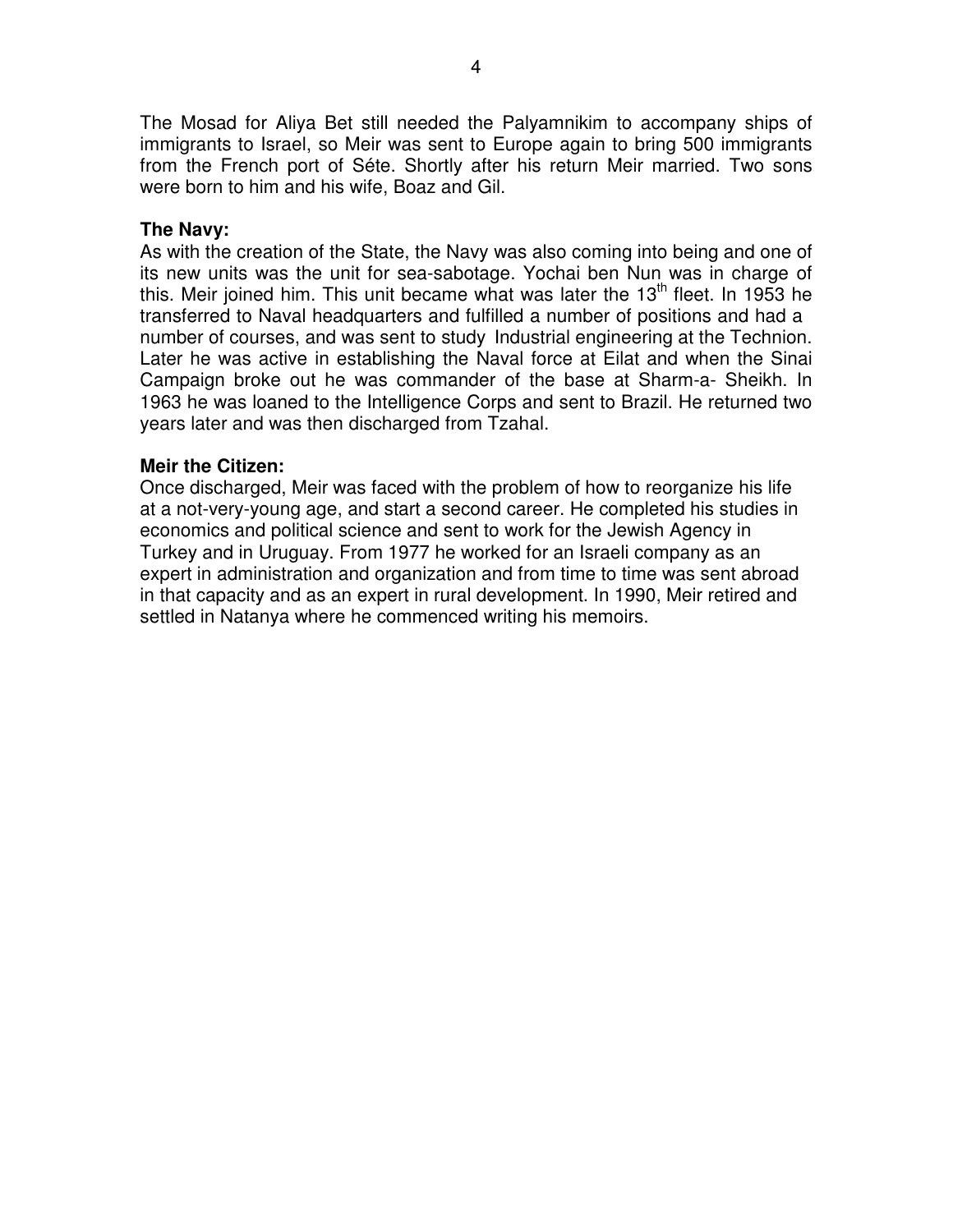The Mosad for Aliya Bet still needed the Palyamnikim to accompany ships of immigrants to Israel, so Meir was sent to Europe again to bring 500 immigrants from the French port of Séte. Shortly after his return Meir married. Two sons were born to him and his wife, Boaz and Gil.

**The Navy:**

As with the creation of the State, the Navy was also coming into being and one of its new units was the unit for sea-sabotage. Yochai ben Nun was in charge of this. Meir joined him. This unit became what was later the 13th fleet. In 1953 he transferred to Naval headquarters and fulfilled a number of positions and had a number of courses, and was sent to study Industrial engineering at the Technion. Later he was active in establishing the Naval force at Eilat and when the Sinai Campaign broke out he was commander of the base at Sharm-a- Sheikh. In 1963 he was loaned to the Intelligence Corps and sent to Brazil. He returned two years later and was then discharged from Tzahal.

**Meir the Citizen:**

Once discharged, Meir was faced with the problem of how to reorganize his life at a not-very-young age, and start a second career. He completed his studies in economics and political science and sent to work for the Jewish Agency in Turkey and in Uruguay. From 1977 he worked for an Israeli company as an expert in administration and organization and from time to time was sent abroad in that capacity and as an expert in rural development. In 1990, Meir retired and settled in Natanya where he commenced writing his memoirs.